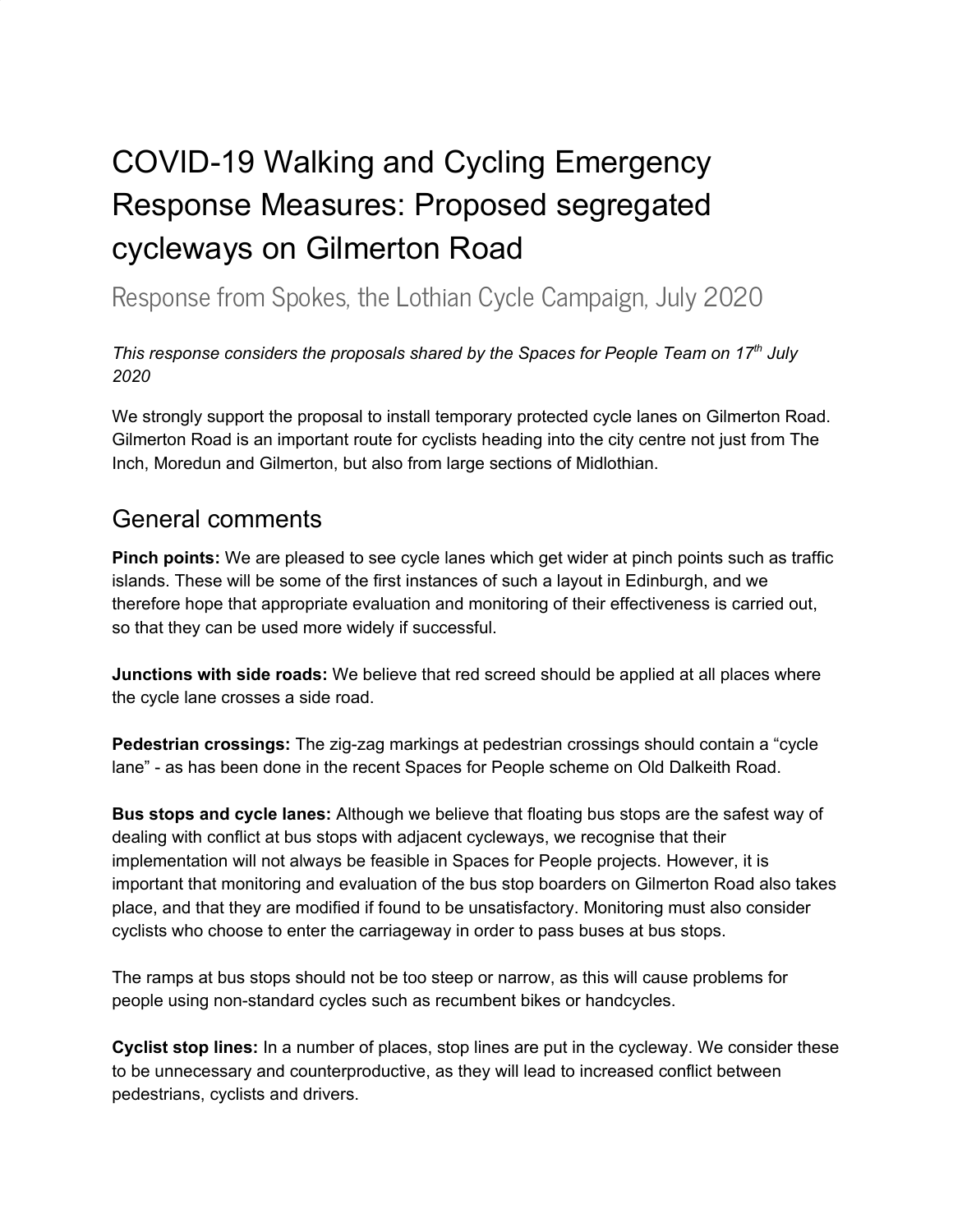# COVID-19 Walking and Cycling Emergency Response Measures: Proposed segregated cycleways on Gilmerton Road

## Response from Spokes, the Lothian Cycle Campaign, July 2020

*This response considers the proposals shared by the Spaces for People Team on 17th July 2020*

We strongly support the proposal to install temporary protected cycle lanes on Gilmerton Road. Gilmerton Road is an important route for cyclists heading into the city centre not just from The Inch, Moredun and Gilmerton, but also from large sections of Midlothian.

## General comments

**Pinch points:** We are pleased to see cycle lanes which get wider at pinch points such as traffic islands. These will be some of the first instances of such a layout in Edinburgh, and we therefore hope that appropriate evaluation and monitoring of their effectiveness is carried out, so that they can be used more widely if successful.

**Junctions with side roads:** We believe that red screed should be applied at all places where the cycle lane crosses a side road.

**Pedestrian crossings:** The zig-zag markings at pedestrian crossings should contain a "cycle lane" - as has been done in the recent Spaces for People scheme on Old Dalkeith Road.

**Bus stops and cycle lanes:** Although we believe that floating bus stops are the safest way of dealing with conflict at bus stops with adjacent cycleways, we recognise that their implementation will not always be feasible in Spaces for People projects. However, it is important that monitoring and evaluation of the bus stop boarders on Gilmerton Road also takes place, and that they are modified if found to be unsatisfactory. Monitoring must also consider cyclists who choose to enter the carriageway in order to pass buses at bus stops.

The ramps at bus stops should not be too steep or narrow, as this will cause problems for people using non-standard cycles such as recumbent bikes or handcycles.

**Cyclist stop lines:** In a number of places, stop lines are put in the cycleway. We consider these to be unnecessary and counterproductive, as they will lead to increased conflict between pedestrians, cyclists and drivers.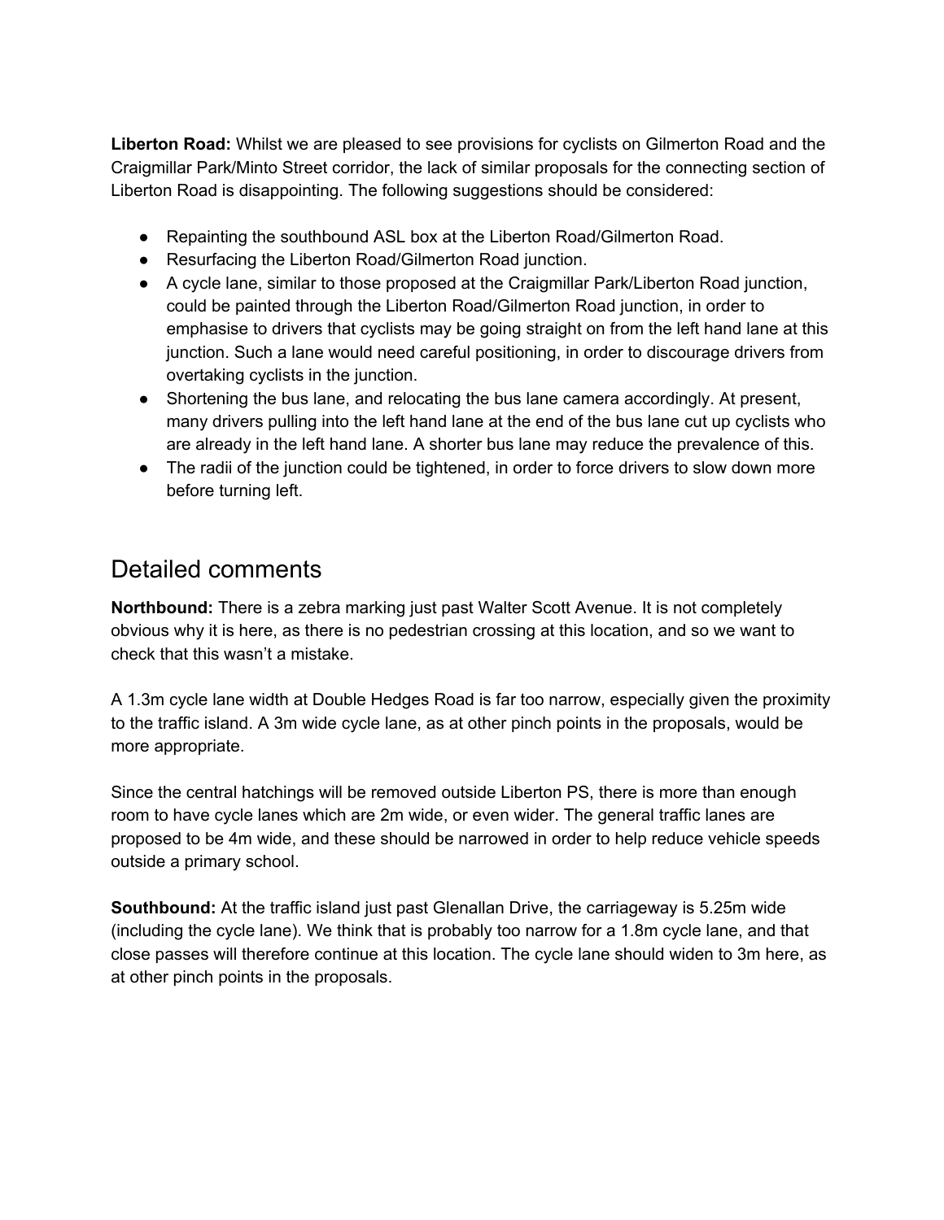**Liberton Road:** Whilst we are pleased to see provisions for cyclists on Gilmerton Road and the Craigmillar Park/Minto Street corridor, the lack of similar proposals for the connecting section of Liberton Road is disappointing. The following suggestions should be considered:

- Repainting the southbound ASL box at the Liberton Road/Gilmerton Road.
- Resurfacing the Liberton Road/Gilmerton Road junction.
- A cycle lane, similar to those proposed at the Craigmillar Park/Liberton Road junction, could be painted through the Liberton Road/Gilmerton Road junction, in order to emphasise to drivers that cyclists may be going straight on from the left hand lane at this junction. Such a lane would need careful positioning, in order to discourage drivers from overtaking cyclists in the junction.
- Shortening the bus lane, and relocating the bus lane camera accordingly. At present, many drivers pulling into the left hand lane at the end of the bus lane cut up cyclists who are already in the left hand lane. A shorter bus lane may reduce the prevalence of this.
- The radii of the junction could be tightened, in order to force drivers to slow down more before turning left.

## Detailed comments

**Northbound:** There is a zebra marking just past Walter Scott Avenue. It is not completely obvious why it is here, as there is no pedestrian crossing at this location, and so we want to check that this wasn't a mistake.

A 1.3m cycle lane width at Double Hedges Road is far too narrow, especially given the proximity to the traffic island. A 3m wide cycle lane, as at other pinch points in the proposals, would be more appropriate.

Since the central hatchings will be removed outside Liberton PS, there is more than enough room to have cycle lanes which are 2m wide, or even wider. The general traffic lanes are proposed to be 4m wide, and these should be narrowed in order to help reduce vehicle speeds outside a primary school.

**Southbound:** At the traffic island just past Glenallan Drive, the carriageway is 5.25m wide (including the cycle lane). We think that is probably too narrow for a 1.8m cycle lane, and that close passes will therefore continue at this location. The cycle lane should widen to 3m here, as at other pinch points in the proposals.